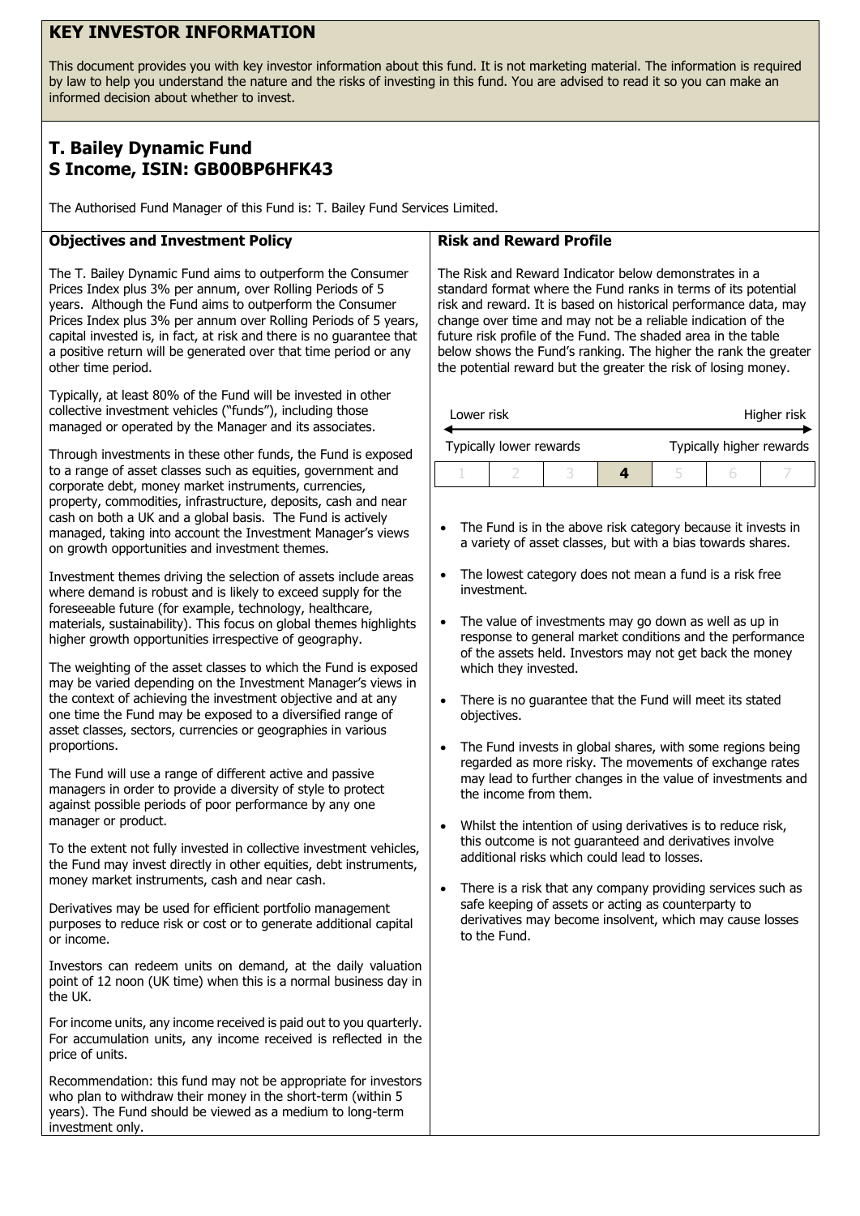# KEY INVESTOR INFORMATION

This document provides you with key investor information about this fund. It is not marketing material. The information is required by law to help you understand the nature and the risks of investing in this fund. You are advised to read it so you can make an informed decision about whether to invest.

## T. Bailey Dynamic Fund
## S Income, ISIN: GB00BP6HFK43

The Authorised Fund Manager of this Fund is: T. Bailey Fund Services Limited.

### Objectives and Investment Policy

The T. Bailey Dynamic Fund aims to outperform the Consumer Prices Index plus 3% per annum, over Rolling Periods of 5 years. Although the Fund aims to outperform the Consumer Prices Index plus 3% per annum over Rolling Periods of 5 years, capital invested is, in fact, at risk and there is no guarantee that a positive return will be generated over that time period or any other time period.

Typically, at least 80% of the Fund will be invested in other collective investment vehicles ("funds"), including those managed or operated by the Manager and its associates.

Through investments in these other funds, the Fund is exposed to a range of asset classes such as equities, government and corporate debt, money market instruments, currencies, property, commodities, infrastructure, deposits, cash and near cash on both a UK and a global basis. The Fund is actively managed, taking into account the Investment Manager's views on growth opportunities and investment themes.

Investment themes driving the selection of assets include areas where demand is robust and is likely to exceed supply for the foreseeable future (for example, technology, healthcare, materials, sustainability). This focus on global themes highlights higher growth opportunities irrespective of geography.

The weighting of the asset classes to which the Fund is exposed may be varied depending on the Investment Manager's views in the context of achieving the investment objective and at any one time the Fund may be exposed to a diversified range of asset classes, sectors, currencies or geographies in various proportions.

The Fund will use a range of different active and passive managers in order to provide a diversity of style to protect against possible periods of poor performance by any one manager or product.

To the extent not fully invested in collective investment vehicles, the Fund may invest directly in other equities, debt instruments, money market instruments, cash and near cash.

Derivatives may be used for efficient portfolio management purposes to reduce risk or cost or to generate additional capital or income.

Investors can redeem units on demand, at the daily valuation point of 12 noon (UK time) when this is a normal business day in the UK.

For income units, any income received is paid out to you quarterly. For accumulation units, any income received is reflected in the price of units.

Recommendation: this fund may not be appropriate for investors who plan to withdraw their money in the short-term (within 5 years). The Fund should be viewed as a medium to long-term investment only.

### Risk and Reward Profile

The Risk and Reward Indicator below demonstrates in a standard format where the Fund ranks in terms of its potential risk and reward. It is based on historical performance data, may change over time and may not be a reliable indication of the future risk profile of the Fund. The shaded area in the table below shows the Fund's ranking. The higher the rank the greater the potential reward but the greater the risk of losing money.

Lower risk — Higher risk

Typically lower rewards — Typically higher rewards

| 1 | 2 | 3 | **4** | 5 | 6 | 7 |
|---|---|---|---|---|---|---|

- The Fund is in the above risk category because it invests in a variety of asset classes, but with a bias towards shares.
- The lowest category does not mean a fund is a risk free investment.
- The value of investments may go down as well as up in response to general market conditions and the performance of the assets held. Investors may not get back the money which they invested.
- There is no guarantee that the Fund will meet its stated objectives.
- The Fund invests in global shares, with some regions being regarded as more risky. The movements of exchange rates may lead to further changes in the value of investments and the income from them.
- Whilst the intention of using derivatives is to reduce risk, this outcome is not guaranteed and derivatives involve additional risks which could lead to losses.
- There is a risk that any company providing services such as safe keeping of assets or acting as counterparty to derivatives may become insolvent, which may cause losses to the Fund.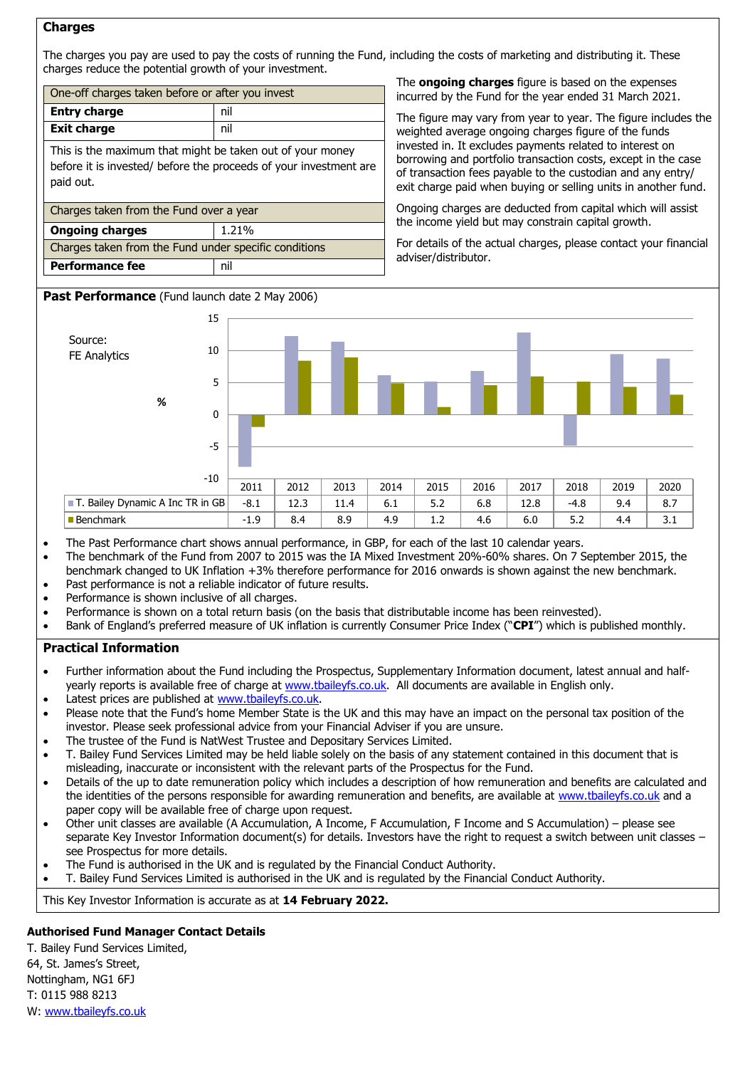## Charges

The charges you pay are used to pay the costs of running the Fund, including the costs of marketing and distributing it. These charges reduce the potential growth of your investment.

| One-off charges taken before or after you invest | |
|---|---|
| **Entry charge** | nil |
| **Exit charge** | nil |
| This is the maximum that might be taken out of your money before it is invested/ before the proceeds of your investment are paid out. | |
| Charges taken from the Fund over a year | |
| **Ongoing charges** | 1.21% |
| Charges taken from the Fund under specific conditions | |
| **Performance fee** | nil |

The **ongoing charges** figure is based on the expenses incurred by the Fund for the year ended 31 March 2021.

The figure may vary from year to year. The figure includes the weighted average ongoing charges figure of the funds invested in. It excludes payments related to interest on borrowing and portfolio transaction costs, except in the case of transaction fees payable to the custodian and any entry/ exit charge paid when buying or selling units in another fund.

Ongoing charges are deducted from capital which will assist the income yield but may constrain capital growth.

For details of the actual charges, please contact your financial adviser/distributor.

## Past Performance (Fund launch date 2 May 2006)

Source:
FE Analytics

%

15
10
5
0
-5
-10

| | 2011 | 2012 | 2013 | 2014 | 2015 | 2016 | 2017 | 2018 | 2019 | 2020 |
|---|---|---|---|---|---|---|---|---|---|---|
| T. Bailey Dynamic A Inc TR in GB | -8.1 | 12.3 | 11.4 | 6.1 | 5.2 | 6.8 | 12.8 | -4.8 | 9.4 | 8.7 |
| Benchmark | -1.9 | 8.4 | 8.9 | 4.9 | 1.2 | 4.6 | 6.0 | 5.2 | 4.4 | 3.1 |

- The Past Performance chart shows annual performance, in GBP, for each of the last 10 calendar years.
- The benchmark of the Fund from 2007 to 2015 was the IA Mixed Investment 20%-60% shares. On 7 September 2015, the benchmark changed to UK Inflation +3% therefore performance for 2016 onwards is shown against the new benchmark.
- Past performance is not a reliable indicator of future results.
- Performance is shown inclusive of all charges.
- Performance is shown on a total return basis (on the basis that distributable income has been reinvested).
- Bank of England's preferred measure of UK inflation is currently Consumer Price Index ("**CPI**") which is published monthly.

## Practical Information

- Further information about the Fund including the Prospectus, Supplementary Information document, latest annual and half-yearly reports is available free of charge at www.tbaileyfs.co.uk. All documents are available in English only.
- Latest prices are published at www.tbaileyfs.co.uk.
- Please note that the Fund's home Member State is the UK and this may have an impact on the personal tax position of the investor. Please seek professional advice from your Financial Adviser if you are unsure.
- The trustee of the Fund is NatWest Trustee and Depositary Services Limited.
- T. Bailey Fund Services Limited may be held liable solely on the basis of any statement contained in this document that is misleading, inaccurate or inconsistent with the relevant parts of the Prospectus for the Fund.
- Details of the up to date remuneration policy which includes a description of how remuneration and benefits are calculated and the identities of the persons responsible for awarding remuneration and benefits, are available at www.tbaileyfs.co.uk and a paper copy will be available free of charge upon request.
- Other unit classes are available (A Accumulation, A Income, F Accumulation, F Income and S Accumulation) – please see separate Key Investor Information document(s) for details. Investors have the right to request a switch between unit classes – see Prospectus for more details.
- The Fund is authorised in the UK and is regulated by the Financial Conduct Authority.
- T. Bailey Fund Services Limited is authorised in the UK and is regulated by the Financial Conduct Authority.

This Key Investor Information is accurate as at **14 February 2022.**

**Authorised Fund Manager Contact Details**

T. Bailey Fund Services Limited,
64, St. James's Street,
Nottingham, NG1 6FJ
T: 0115 988 8213
W: www.tbaileyfs.co.uk